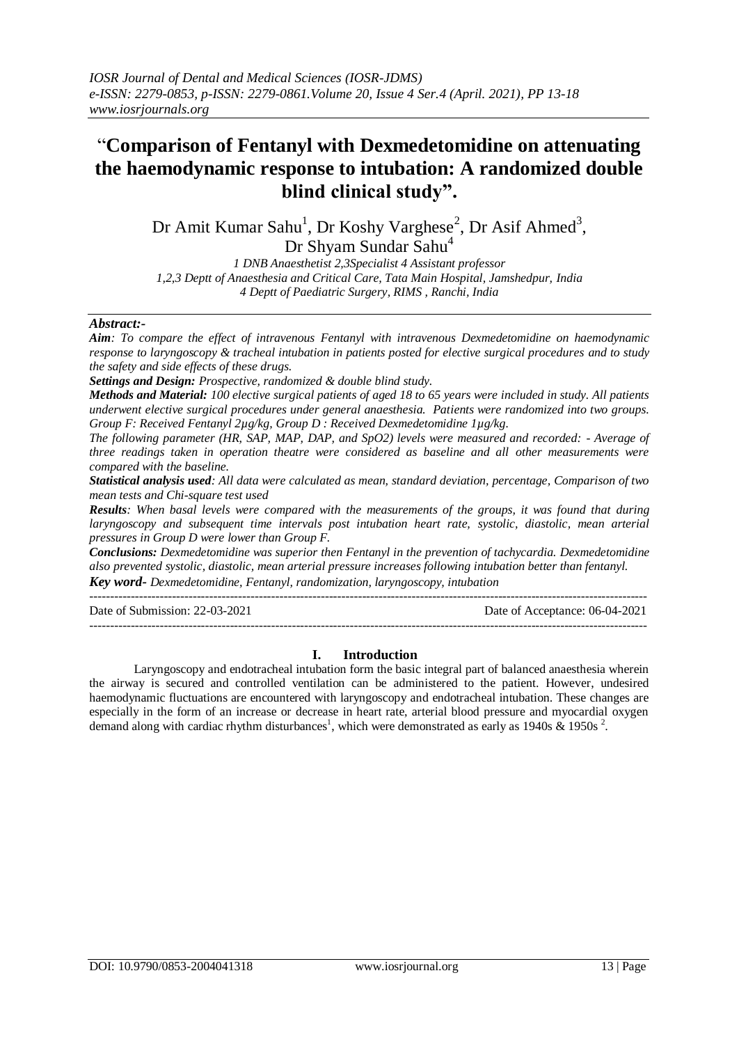# "Comparison of Fentanyl with Dexmedetomidine on attenuating the haemodynamic response to intubation: A randomized double blind clinical study".

Dr Amit Kumar Sahu[1], Dr Koshy Varghese[2], Dr Asif Ahmed[3], Dr Shyam Sundar Sahu[4]

*1 DNB Anaesthetist 2,3Specialist 4 Assistant professor*
*1,2,3 Deptt of Anaesthesia and Critical Care, Tata Main Hospital, Jamshedpur, India*
*4 Deptt of Paediatric Surgery, RIMS , Ranchi, India*

***Abstract:-***

***Aim****: To compare the effect of intravenous Fentanyl with intravenous Dexmedetomidine on haemodynamic response to laryngoscopy & tracheal intubation in patients posted for elective surgical procedures and to study the safety and side effects of these drugs.*

***Settings and Design:*** *Prospective, randomized & double blind study.*

***Methods and Material:*** *100 elective surgical patients of aged 18 to 65 years were included in study. All patients underwent elective surgical procedures under general anaesthesia. Patients were randomized into two groups. Group F: Received Fentanyl 2µg/kg, Group D : Received Dexmedetomidine 1µg/kg.*

*The following parameter (HR, SAP, MAP, DAP, and SpO2) levels were measured and recorded: - Average of three readings taken in operation theatre were considered as baseline and all other measurements were compared with the baseline.*

***Statistical analysis used****: All data were calculated as mean, standard deviation, percentage, Comparison of two mean tests and Chi-square test used*

***Results****: When basal levels were compared with the measurements of the groups, it was found that during laryngoscopy and subsequent time intervals post intubation heart rate, systolic, diastolic, mean arterial pressures in Group D were lower than Group F.*

***Conclusions:*** *Dexmedetomidine was superior then Fentanyl in the prevention of tachycardia. Dexmedetomidine also prevented systolic, diastolic, mean arterial pressure increases following intubation better than fentanyl.*

***Key word****- Dexmedetomidine, Fentanyl, randomization, laryngoscopy, intubation*

Date of Submission: 22-03-2021 Date of Acceptance: 06-04-2021

## I. Introduction

Laryngoscopy and endotracheal intubation form the basic integral part of balanced anaesthesia wherein the airway is secured and controlled ventilation can be administered to the patient. However, undesired haemodynamic fluctuations are encountered with laryngoscopy and endotracheal intubation. These changes are especially in the form of an increase or decrease in heart rate, arterial blood pressure and myocardial oxygen demand along with cardiac rhythm disturbances[1], which were demonstrated as early as 1940s & 1950s [2].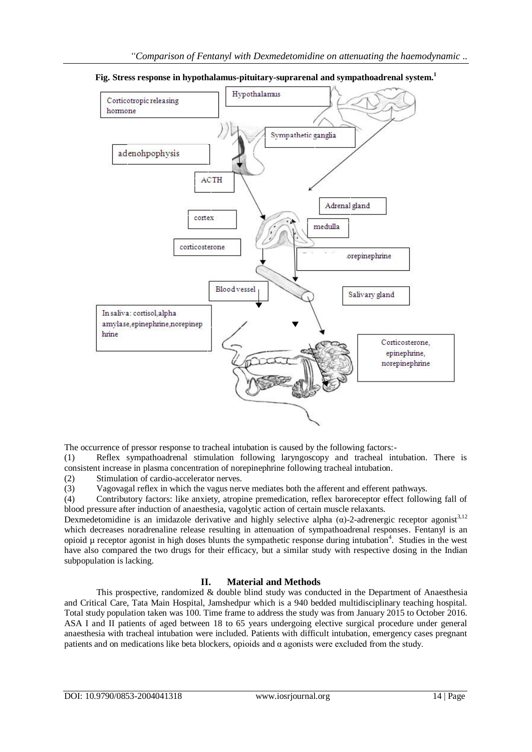**Fig. Stress response in hypothalamus-pituitary-suprarenal and sympathoadrenal system.[1]**

Corticotropic releasing hormone

Hypothalamus

Sympathetic ganglia

adenohpophysis

ACTH

Adrenal gland

cortex

medulla

corticosterone

.orepinephrine

Blood vessel

Salivary gland

In saliva: cortisol, alpha amylase, epinephrine, norepinephrine

Corticosterone, epinephrine, norepinephrine

The occurrence of pressor response to tracheal intubation is caused by the following factors:-

(1) Reflex sympathoadrenal stimulation following laryngoscopy and tracheal intubation. There is consistent increase in plasma concentration of norepinephrine following tracheal intubation.

(2) Stimulation of cardio-accelerator nerves.

(3) Vagovagal reflex in which the vagus nerve mediates both the afferent and efferent pathways.

(4) Contributory factors: like anxiety, atropine premedication, reflex baroreceptor effect following fall of blood pressure after induction of anaesthesia, vagolytic action of certain muscle relaxants.

Dexmedetomidine is an imidazole derivative and highly selective alpha (α)-2-adrenergic receptor agonist[3,12] which decreases noradrenaline release resulting in attenuation of sympathoadrenal responses. Fentanyl is an opioid μ receptor agonist in high doses blunts the sympathetic response during intubation[4]. Studies in the west have also compared the two drugs for their efficacy, but a similar study with respective dosing in the Indian subpopulation is lacking.

## II. Material and Methods

This prospective, randomized & double blind study was conducted in the Department of Anaesthesia and Critical Care, Tata Main Hospital, Jamshedpur which is a 940 bedded multidisciplinary teaching hospital. Total study population taken was 100. Time frame to address the study was from January 2015 to October 2016. ASA I and II patients of aged between 18 to 65 years undergoing elective surgical procedure under general anaesthesia with tracheal intubation were included. Patients with difficult intubation, emergency cases pregnant patients and on medications like beta blockers, opioids and α agonists were excluded from the study.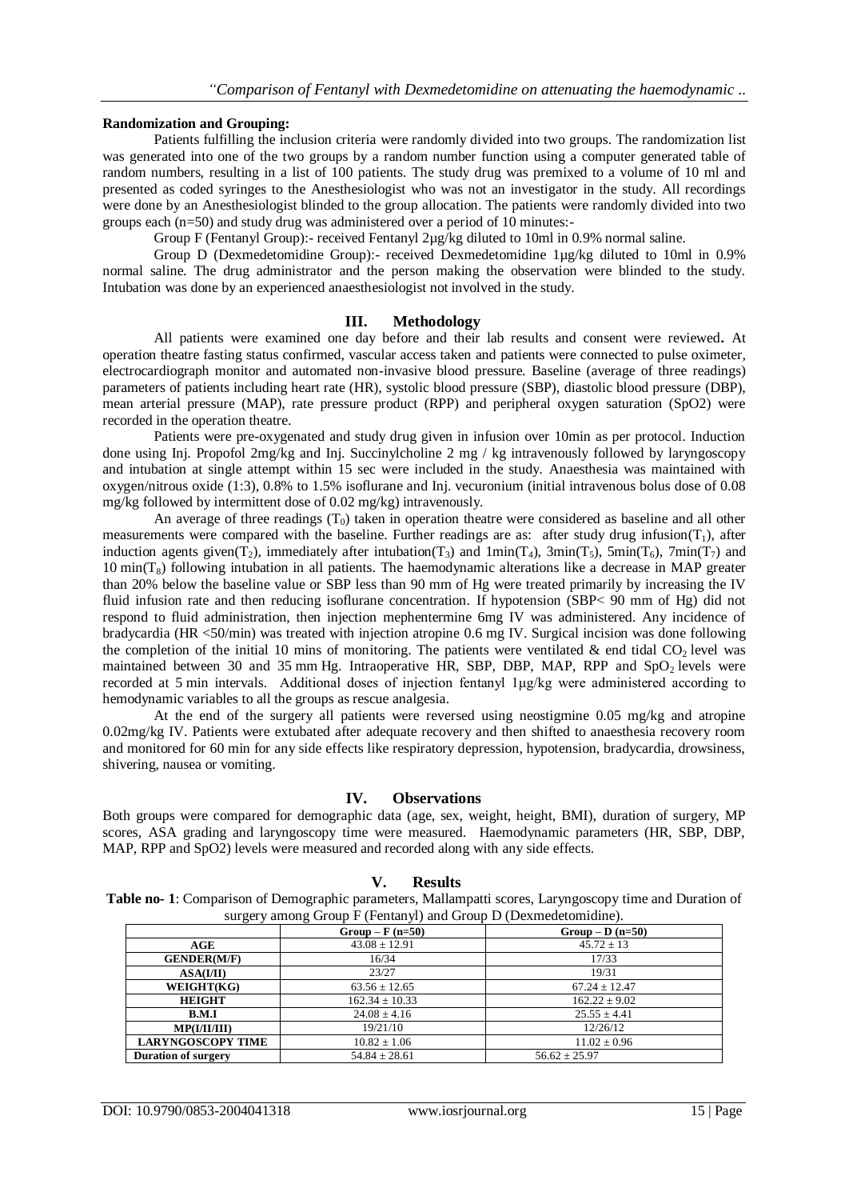**Randomization and Grouping:**

Patients fulfilling the inclusion criteria were randomly divided into two groups. The randomization list was generated into one of the two groups by a random number function using a computer generated table of random numbers, resulting in a list of 100 patients. The study drug was premixed to a volume of 10 ml and presented as coded syringes to the Anesthesiologist who was not an investigator in the study. All recordings were done by an Anesthesiologist blinded to the group allocation. The patients were randomly divided into two groups each (n=50) and study drug was administered over a period of 10 minutes:-

Group F (Fentanyl Group):- received Fentanyl 2µg/kg diluted to 10ml in 0.9% normal saline.

Group D (Dexmedetomidine Group):- received Dexmedetomidine 1µg/kg diluted to 10ml in 0.9% normal saline. The drug administrator and the person making the observation were blinded to the study. Intubation was done by an experienced anaesthesiologist not involved in the study.

## III. Methodology

All patients were examined one day before and their lab results and consent were reviewed**.** At operation theatre fasting status confirmed, vascular access taken and patients were connected to pulse oximeter, electrocardiograph monitor and automated non-invasive blood pressure. Baseline (average of three readings) parameters of patients including heart rate (HR), systolic blood pressure (SBP), diastolic blood pressure (DBP), mean arterial pressure (MAP), rate pressure product (RPP) and peripheral oxygen saturation (SpO2) were recorded in the operation theatre.

Patients were pre-oxygenated and study drug given in infusion over 10min as per protocol. Induction done using Inj. Propofol 2mg/kg and Inj. Succinylcholine 2 mg / kg intravenously followed by laryngoscopy and intubation at single attempt within 15 sec were included in the study. Anaesthesia was maintained with oxygen/nitrous oxide (1:3), 0.8% to 1.5% isoflurane and Inj. vecuronium (initial intravenous bolus dose of 0.08 mg/kg followed by intermittent dose of 0.02 mg/kg) intravenously.

An average of three readings ($T_0$) taken in operation theatre were considered as baseline and all other measurements were compared with the baseline. Further readings are as: after study drug infusion($T_1$), after induction agents given($T_2$), immediately after intubation($T_3$) and 1min($T_4$), 3min($T_5$), 5min($T_6$), 7min($T_7$) and 10 min($T_8$) following intubation in all patients. The haemodynamic alterations like a decrease in MAP greater than 20% below the baseline value or SBP less than 90 mm of Hg were treated primarily by increasing the IV fluid infusion rate and then reducing isoflurane concentration. If hypotension (SBP< 90 mm of Hg) did not respond to fluid administration, then injection mephentermine 6mg IV was administered. Any incidence of bradycardia (HR <50/min) was treated with injection atropine 0.6 mg IV. Surgical incision was done following the completion of the initial 10 mins of monitoring. The patients were ventilated & end tidal $CO_2$ level was maintained between 30 and 35 mm Hg. Intraoperative HR, SBP, DBP, MAP, RPP and $SpO_2$ levels were recorded at 5 min intervals. Additional doses of injection fentanyl 1µg/kg were administered according to hemodynamic variables to all the groups as rescue analgesia.

At the end of the surgery all patients were reversed using neostigmine 0.05 mg/kg and atropine 0.02mg/kg IV. Patients were extubated after adequate recovery and then shifted to anaesthesia recovery room and monitored for 60 min for any side effects like respiratory depression, hypotension, bradycardia, drowsiness, shivering, nausea or vomiting.

## IV. Observations

Both groups were compared for demographic data (age, sex, weight, height, BMI), duration of surgery, MP scores, ASA grading and laryngoscopy time were measured. Haemodynamic parameters (HR, SBP, DBP, MAP, RPP and SpO2) levels were measured and recorded along with any side effects.

## V. Results

**Table no- 1**: Comparison of Demographic parameters, Mallampatti scores, Laryngoscopy time and Duration of surgery among Group F (Fentanyl) and Group D (Dexmedetomidine).

| | Group – F (n=50) | Group – D (n=50) |
|---|---|---|
| **AGE** | 43.08 ± 12.91 | 45.72 ± 13 |
| **GENDER(M/F)** | 16/34 | 17/33 |
| **ASA(I/II)** | 23/27 | 19/31 |
| **WEIGHT(KG)** | 63.56 ± 12.65 | 67.24 ± 12.47 |
| **HEIGHT** | 162.34 ± 10.33 | 162.22 ± 9.02 |
| **B.M.I** | 24.08 ± 4.16 | 25.55 ± 4.41 |
| **MP(I/II/III)** | 19/21/10 | 12/26/12 |
| **LARYNGOSCOPY TIME** | 10.82 ± 1.06 | 11.02 ± 0.96 |
| **Duration of surgery** | 54.84 ± 28.61 | 56.62 ± 25.97 |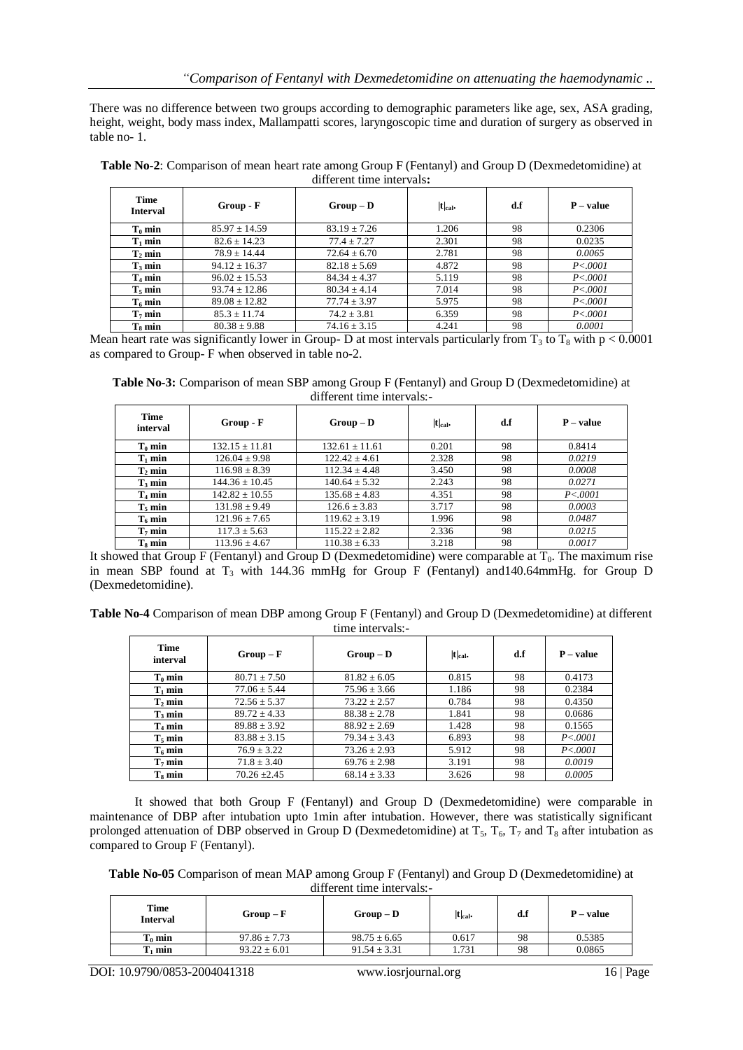There was no difference between two groups according to demographic parameters like age, sex, ASA grading, height, weight, body mass index, Mallampatti scores, laryngoscopic time and duration of surgery as observed in table no- 1.

**Table No-2**: Comparison of mean heart rate among Group F (Fentanyl) and Group D (Dexmedetomidine) at different time intervals**:**

| Time Interval | Group - F | Group – D | $\|t\|_{cal.}$ | d.f | P – value |
|---|---|---|---|---|---|
| $T_0$ min | 85.97 ± 14.59 | 83.19 ± 7.26 | 1.206 | 98 | 0.2306 |
| $T_1$ min | 82.6 ± 14.23 | 77.4 ± 7.27 | 2.301 | 98 | 0.0235 |
| $T_2$ min | 78.9 ± 14.44 | 72.64 ± 6.70 | 2.781 | 98 | *0.0065* |
| $T_3$ min | 94.12 ± 16.37 | 82.18 ± 5.69 | 4.872 | 98 | *P<.0001* |
| $T_4$ min | 96.02 ± 15.53 | 84.34 ± 4.37 | 5.119 | 98 | *P<.0001* |
| $T_5$ min | 93.74 ± 12.86 | 80.34 ± 4.14 | 7.014 | 98 | *P<.0001* |
| $T_6$ min | 89.08 ± 12.82 | 77.74 ± 3.97 | 5.975 | 98 | *P<.0001* |
| $T_7$ min | 85.3 ± 11.74 | 74.2 ± 3.81 | 6.359 | 98 | *P<.0001* |
| $T_8$ min | 80.38 ± 9.88 | 74.16 ± 3.15 | 4.241 | 98 | *0.0001* |

Mean heart rate was significantly lower in Group- D at most intervals particularly from $T_3$ to $T_8$ with $p < 0.0001$ as compared to Group- F when observed in table no-2.

**Table No-3:** Comparison of mean SBP among Group F (Fentanyl) and Group D (Dexmedetomidine) at different time intervals:-

| Time interval | Group - F | Group – D | $\|t\|_{cal.}$ | d.f | P – value |
|---|---|---|---|---|---|
| $T_0$ min | 132.15 ± 11.81 | 132.61 ± 11.61 | 0.201 | 98 | 0.8414 |
| $T_1$ min | 126.04 ± 9.98 | 122.42 ± 4.61 | 2.328 | 98 | *0.0219* |
| $T_2$ min | 116.98 ± 8.39 | 112.34 ± 4.48 | 3.450 | 98 | *0.0008* |
| $T_3$ min | 144.36 ± 10.45 | 140.64 ± 5.32 | 2.243 | 98 | *0.0271* |
| $T_4$ min | 142.82 ± 10.55 | 135.68 ± 4.83 | 4.351 | 98 | *P<.0001* |
| $T_5$ min | 131.98 ± 9.49 | 126.6 ± 3.83 | 3.717 | 98 | *0.0003* |
| $T_6$ min | 121.96 ± 7.65 | 119.62 ± 3.19 | 1.996 | 98 | *0.0487* |
| $T_7$ min | 117.3 ± 5.63 | 115.22 ± 2.82 | 2.336 | 98 | *0.0215* |
| $T_8$ min | 113.96 ± 4.67 | 110.38 ± 6.33 | 3.218 | 98 | *0.0017* |

It showed that Group F (Fentanyl) and Group D (Dexmedetomidine) were comparable at $T_0$. The maximum rise in mean SBP found at $T_3$ with 144.36 mmHg for Group F (Fentanyl) and140.64mmHg. for Group D (Dexmedetomidine).

**Table No-4** Comparison of mean DBP among Group F (Fentanyl) and Group D (Dexmedetomidine) at different time intervals:-

| Time interval | Group – F | Group – D | $\|t\|_{cal.}$ | d.f | P – value |
|---|---|---|---|---|---|
| $T_0$ min | 80.71 ± 7.50 | 81.82 ± 6.05 | 0.815 | 98 | 0.4173 |
| $T_1$ min | 77.06 ± 5.44 | 75.96 ± 3.66 | 1.186 | 98 | 0.2384 |
| $T_2$ min | 72.56 ± 5.37 | 73.22 ± 2.57 | 0.784 | 98 | 0.4350 |
| $T_3$ min | 89.72 ± 4.33 | 88.38 ± 2.78 | 1.841 | 98 | 0.0686 |
| $T_4$ min | 89.88 ± 3.92 | 88.92 ± 2.69 | 1.428 | 98 | 0.1565 |
| $T_5$ min | 83.88 ± 3.15 | 79.34 ± 3.43 | 6.893 | 98 | *P<.0001* |
| $T_6$ min | 76.9 ± 3.22 | 73.26 ± 2.93 | 5.912 | 98 | *P<.0001* |
| $T_7$ min | 71.8 ± 3.40 | 69.76 ± 2.98 | 3.191 | 98 | *0.0019* |
| $T_8$ min | 70.26 ±2.45 | 68.14 ± 3.33 | 3.626 | 98 | *0.0005* |

It showed that both Group F (Fentanyl) and Group D (Dexmedetomidine) were comparable in maintenance of DBP after intubation upto 1min after intubation. However, there was statistically significant prolonged attenuation of DBP observed in Group D (Dexmedetomidine) at $T_5$, $T_6$, $T_7$ and $T_8$ after intubation as compared to Group F (Fentanyl).

**Table No-05** Comparison of mean MAP among Group F (Fentanyl) and Group D (Dexmedetomidine) at different time intervals:-

| Time Interval | Group – F | Group – D | $\|t\|_{cal.}$ | d.f | P – value |
|---|---|---|---|---|---|
| $T_0$ min | 97.86 ± 7.73 | 98.75 ± 6.65 | 0.617 | 98 | 0.5385 |
| $T_1$ min | 93.22 ± 6.01 | 91.54 ± 3.31 | 1.731 | 98 | 0.0865 |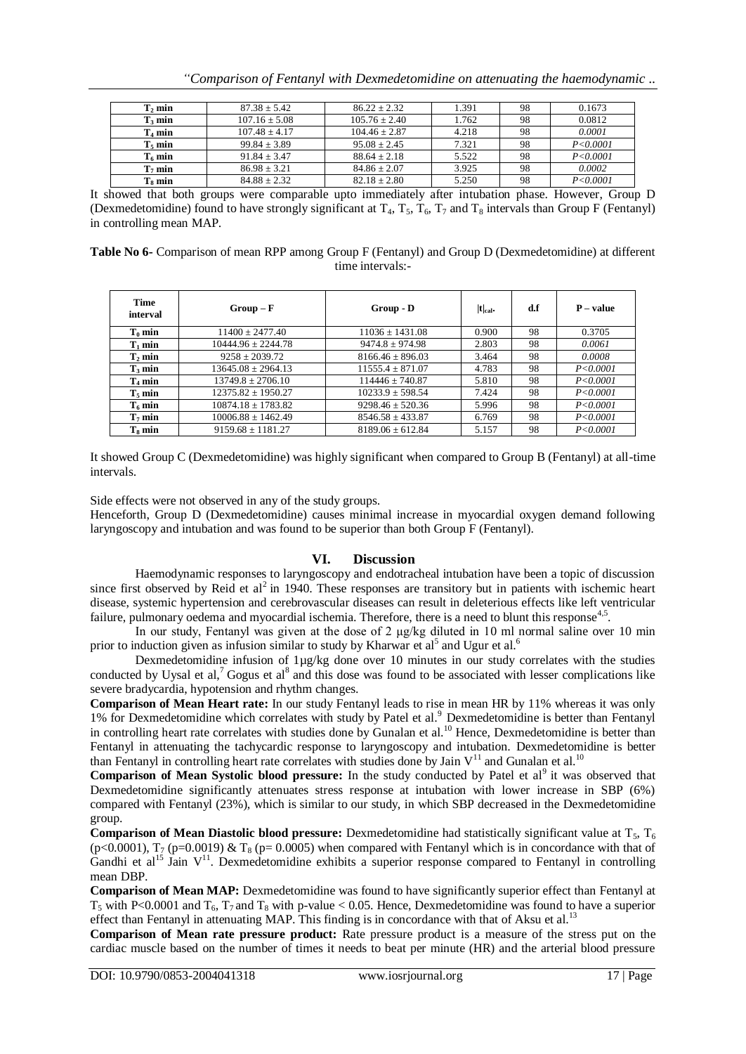| $T_2$ min | 87.38 ± 5.42 | 86.22 ± 2.32 | 1.391 | 98 | 0.1673 |
|---|---|---|---|---|---|
| $T_3$ min | 107.16 ± 5.08 | 105.76 ± 2.40 | 1.762 | 98 | 0.0812 |
| $T_4$ min | 107.48 ± 4.17 | 104.46 ± 2.87 | 4.218 | 98 | *0.0001* |
| $T_5$ min | 99.84 ± 3.89 | 95.08 ± 2.45 | 7.321 | 98 | *P<0.0001* |
| $T_6$ min | 91.84 ± 3.47 | 88.64 ± 2.18 | 5.522 | 98 | *P<0.0001* |
| $T_7$ min | 86.98 ± 3.21 | 84.86 ± 2.07 | 3.925 | 98 | *0.0002* |
| $T_8$ min | 84.88 ± 2.32 | 82.18 ± 2.80 | 5.250 | 98 | *P<0.0001* |

It showed that both groups were comparable upto immediately after intubation phase. However, Group D (Dexmedetomidine) found to have strongly significant at $T_4$, $T_5$, $T_6$, $T_7$ and $T_8$ intervals than Group F (Fentanyl) in controlling mean MAP.

**Table No 6-** Comparison of mean RPP among Group F (Fentanyl) and Group D (Dexmedetomidine) at different time intervals:-

| Time interval | Group – F | Group - D | $\|t\|_{cal.}$ | d.f | P – value |
|---|---|---|---|---|---|
| $T_0$ min | 11400 ± 2477.40 | 11036 ± 1431.08 | 0.900 | 98 | 0.3705 |
| $T_1$ min | 10444.96 ± 2244.78 | 9474.8 ± 974.98 | 2.803 | 98 | *0.0061* |
| $T_2$ min | 9258 ± 2039.72 | 8166.46 ± 896.03 | 3.464 | 98 | *0.0008* |
| $T_3$ min | 13645.08 ± 2964.13 | 11555.4 ± 871.07 | 4.783 | 98 | *P<0.0001* |
| $T_4$ min | 13749.8 ± 2706.10 | 114446 ± 740.87 | 5.810 | 98 | *P<0.0001* |
| $T_5$ min | 12375.82 ± 1950.27 | 10233.9 ± 598.54 | 7.424 | 98 | *P<0.0001* |
| $T_6$ min | 10874.18 ± 1783.82 | 9298.46 ± 520.36 | 5.996 | 98 | *P<0.0001* |
| $T_7$ min | 10006.88 ± 1462.49 | 8546.58 ± 433.87 | 6.769 | 98 | *P<0.0001* |
| $T_8$ min | 9159.68 ± 1181.27 | 8189.06 ± 612.84 | 5.157 | 98 | *P<0.0001* |

It showed Group C (Dexmedetomidine) was highly significant when compared to Group B (Fentanyl) at all-time intervals.

Side effects were not observed in any of the study groups.

Henceforth, Group D (Dexmedetomidine) causes minimal increase in myocardial oxygen demand following laryngoscopy and intubation and was found to be superior than both Group F (Fentanyl).

## VI. Discussion

Haemodynamic responses to laryngoscopy and endotracheal intubation have been a topic of discussion since first observed by Reid et al[2] in 1940. These responses are transitory but in patients with ischemic heart disease, systemic hypertension and cerebrovascular diseases can result in deleterious effects like left ventricular failure, pulmonary oedema and myocardial ischemia. Therefore, there is a need to blunt this response[4,5].

In our study, Fentanyl was given at the dose of 2 µg/kg diluted in 10 ml normal saline over 10 min prior to induction given as infusion similar to study by Kharwar et al[5] and Ugur et al.[6]

Dexmedetomidine infusion of 1µg/kg done over 10 minutes in our study correlates with the studies conducted by Uysal et al,[7] Gogus et al[8] and this dose was found to be associated with lesser complications like severe bradycardia, hypotension and rhythm changes.

**Comparison of Mean Heart rate:** In our study Fentanyl leads to rise in mean HR by 11% whereas it was only 1% for Dexmedetomidine which correlates with study by Patel et al.[9] Dexmedetomidine is better than Fentanyl in controlling heart rate correlates with studies done by Gunalan et al.[10] Hence, Dexmedetomidine is better than Fentanyl in attenuating the tachycardic response to laryngoscopy and intubation. Dexmedetomidine is better than Fentanyl in controlling heart rate correlates with studies done by Jain V[11] and Gunalan et al.[10]

**Comparison of Mean Systolic blood pressure:** In the study conducted by Patel et al[9] it was observed that Dexmedetomidine significantly attenuates stress response at intubation with lower increase in SBP (6%) compared with Fentanyl (23%), which is similar to our study, in which SBP decreased in the Dexmedetomidine group.

**Comparison of Mean Diastolic blood pressure:** Dexmedetomidine had statistically significant value at $T_5$, $T_6$ ($p<0.0001$), $T_7$ ($p=0.0019$) & $T_8$ ($p= 0.0005$) when compared with Fentanyl which is in concordance with that of Gandhi et al[15] Jain V[11]. Dexmedetomidine exhibits a superior response compared to Fentanyl in controlling mean DBP.

**Comparison of Mean MAP:** Dexmedetomidine was found to have significantly superior effect than Fentanyl at $T_5$ with $P<0.0001$ and $T_6$, $T_7$ and $T_8$ with p-value < 0.05. Hence, Dexmedetomidine was found to have a superior effect than Fentanyl in attenuating MAP. This finding is in concordance with that of Aksu et al.[13]

**Comparison of Mean rate pressure product:** Rate pressure product is a measure of the stress put on the cardiac muscle based on the number of times it needs to beat per minute (HR) and the arterial blood pressure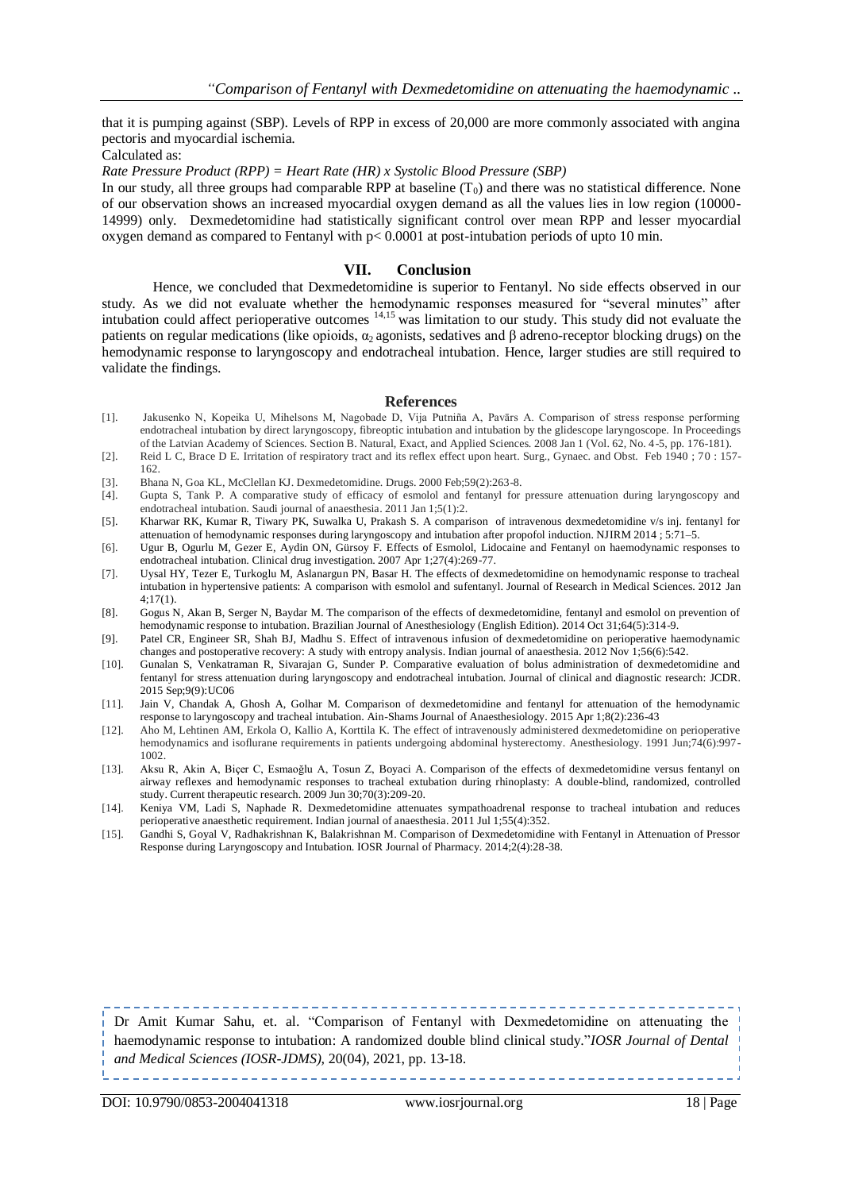that it is pumping against (SBP). Levels of RPP in excess of 20,000 are more commonly associated with angina pectoris and myocardial ischemia.

Calculated as:

*Rate Pressure Product (RPP) = Heart Rate (HR) x Systolic Blood Pressure (SBP)*

In our study, all three groups had comparable RPP at baseline ($T_0$) and there was no statistical difference. None of our observation shows an increased myocardial oxygen demand as all the values lies in low region (10000-14999) only. Dexmedetomidine had statistically significant control over mean RPP and lesser myocardial oxygen demand as compared to Fentanyl with $p < 0.0001$ at post-intubation periods of upto 10 min.

## VII. Conclusion

Hence, we concluded that Dexmedetomidine is superior to Fentanyl. No side effects observed in our study. As we did not evaluate whether the hemodynamic responses measured for "several minutes" after intubation could affect perioperative outcomes [14,15] was limitation to our study. This study did not evaluate the patients on regular medications (like opioids, $\alpha_2$ agonists, sedatives and β adreno-receptor blocking drugs) on the hemodynamic response to laryngoscopy and endotracheal intubation. Hence, larger studies are still required to validate the findings.

## References

[1]. Jakusenko N, Kopeika U, Mihelsons M, Nagobade D, Vija Putniña A, Pavārs A. Comparison of stress response performing endotracheal intubation by direct laryngoscopy, fibreoptic intubation and intubation by the glidescope laryngoscope. In Proceedings of the Latvian Academy of Sciences. Section B. Natural, Exact, and Applied Sciences. 2008 Jan 1 (Vol. 62, No. 4-5, pp. 176-181).

[2]. Reid L C, Brace D E. Irritation of respiratory tract and its reflex effect upon heart. Surg., Gynaec. and Obst. Feb 1940 ; 70 : 157-162.

[3]. Bhana N, Goa KL, McClellan KJ. Dexmedetomidine. Drugs. 2000 Feb;59(2):263-8.

[4]. Gupta S, Tank P. A comparative study of efficacy of esmolol and fentanyl for pressure attenuation during laryngoscopy and endotracheal intubation. Saudi journal of anaesthesia. 2011 Jan 1;5(1):2.

[5]. Kharwar RK, Kumar R, Tiwary PK, Suwalka U, Prakash S. A comparison of intravenous dexmedetomidine v/s inj. fentanyl for attenuation of hemodynamic responses during laryngoscopy and intubation after propofol induction. NJIRM 2014 ; 5:71–5.

[6]. Ugur B, Ogurlu M, Gezer E, Aydin ON, Gürsoy F. Effects of Esmolol, Lidocaine and Fentanyl on haemodynamic responses to endotracheal intubation. Clinical drug investigation. 2007 Apr 1;27(4):269-77.

[7]. Uysal HY, Tezer E, Turkoglu M, Aslanargun PN, Basar H. The effects of dexmedetomidine on hemodynamic response to tracheal intubation in hypertensive patients: A comparison with esmolol and sufentanyl. Journal of Research in Medical Sciences. 2012 Jan 4;17(1).

[8]. Gogus N, Akan B, Serger N, Baydar M. The comparison of the effects of dexmedetomidine, fentanyl and esmolol on prevention of hemodynamic response to intubation. Brazilian Journal of Anesthesiology (English Edition). 2014 Oct 31;64(5):314-9.

[9]. Patel CR, Engineer SR, Shah BJ, Madhu S. Effect of intravenous infusion of dexmedetomidine on perioperative haemodynamic changes and postoperative recovery: A study with entropy analysis. Indian journal of anaesthesia. 2012 Nov 1;56(6):542.

[10]. Gunalan S, Venkatraman R, Sivarajan G, Sunder P. Comparative evaluation of bolus administration of dexmedetomidine and fentanyl for stress attenuation during laryngoscopy and endotracheal intubation. Journal of clinical and diagnostic research: JCDR. 2015 Sep;9(9):UC06

[11]. Jain V, Chandak A, Ghosh A, Golhar M. Comparison of dexmedetomidine and fentanyl for attenuation of the hemodynamic response to laryngoscopy and tracheal intubation. Ain-Shams Journal of Anaesthesiology. 2015 Apr 1;8(2):236-43

[12]. Aho M, Lehtinen AM, Erkola O, Kallio A, Korttila K. The effect of intravenously administered dexmedetomidine on perioperative hemodynamics and isoflurane requirements in patients undergoing abdominal hysterectomy. Anesthesiology. 1991 Jun;74(6):997-1002.

[13]. Aksu R, Akin A, Biçer C, Esmaoğlu A, Tosun Z, Boyaci A. Comparison of the effects of dexmedetomidine versus fentanyl on airway reflexes and hemodynamic responses to tracheal extubation during rhinoplasty: A double-blind, randomized, controlled study. Current therapeutic research. 2009 Jun 30;70(3):209-20.

[14]. Keniya VM, Ladi S, Naphade R. Dexmedetomidine attenuates sympathoadrenal response to tracheal intubation and reduces perioperative anaesthetic requirement. Indian journal of anaesthesia. 2011 Jul 1;55(4):352.

[15]. Gandhi S, Goyal V, Radhakrishnan K, Balakrishnan M. Comparison of Dexmedetomidine with Fentanyl in Attenuation of Pressor Response during Laryngoscopy and Intubation. IOSR Journal of Pharmacy. 2014;2(4):28-38.

Dr Amit Kumar Sahu, et. al. "Comparison of Fentanyl with Dexmedetomidine on attenuating the haemodynamic response to intubation: A randomized double blind clinical study."*IOSR Journal of Dental and Medical Sciences (IOSR-JDMS)*, 20(04), 2021, pp. 13-18.